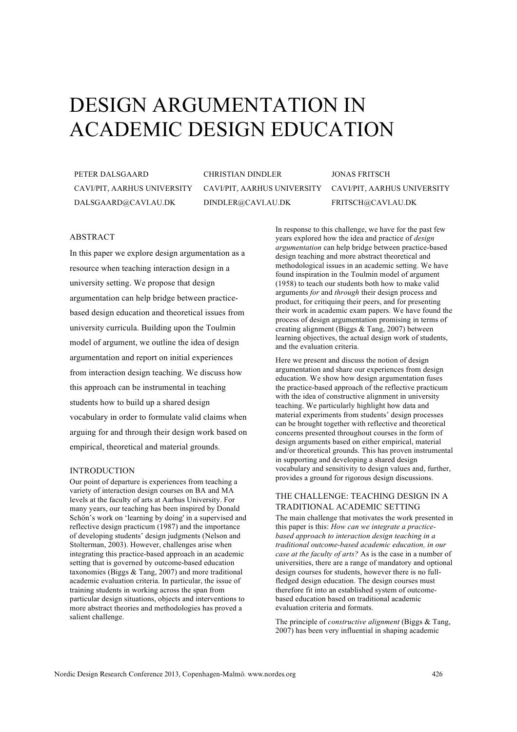# DESIGN ARGUMENTATION IN ACADEMIC DESIGN EDUCATION

PETER DALSGAARD
CAVI/PIT, AARHUS UNIVERSITY
DALSGAARD@CAVI.AU.DK

CHRISTIAN DINDLER
CAVI/PIT, AARHUS UNIVERSITY
DINDLER@CAVI.AU.DK

JONAS FRITSCH
CAVI/PIT, AARHUS UNIVERSITY
FRITSCH@CAVI.AU.DK

## ABSTRACT

In this paper we explore design argumentation as a resource when teaching interaction design in a university setting. We propose that design argumentation can help bridge between practice-based design education and theoretical issues from university curricula. Building upon the Toulmin model of argument, we outline the idea of design argumentation and report on initial experiences from interaction design teaching. We discuss how this approach can be instrumental in teaching students how to build up a shared design vocabulary in order to formulate valid claims when arguing for and through their design work based on empirical, theoretical and material grounds.

## INTRODUCTION

Our point of departure is experiences from teaching a variety of interaction design courses on BA and MA levels at the faculty of arts at Aarhus University. For many years, our teaching has been inspired by Donald Schön's work on 'learning by doing' in a supervised and reflective design practicum (1987) and the importance of developing students' design judgments (Nelson and Stolterman, 2003). However, challenges arise when integrating this practice-based approach in an academic setting that is governed by outcome-based education taxonomies (Biggs & Tang, 2007) and more traditional academic evaluation criteria. In particular, the issue of training students in working across the span from particular design situations, objects and interventions to more abstract theories and methodologies has proved a salient challenge.

In response to this challenge, we have for the past few years explored how the idea and practice of *design argumentation* can help bridge between practice-based design teaching and more abstract theoretical and methodological issues in an academic setting. We have found inspiration in the Toulmin model of argument (1958) to teach our students both how to make valid arguments *for* and *through* their design process and product, for critiquing their peers, and for presenting their work in academic exam papers. We have found the process of design argumentation promising in terms of creating alignment (Biggs & Tang, 2007) between learning objectives, the actual design work of students, and the evaluation criteria.

Here we present and discuss the notion of design argumentation and share our experiences from design education. We show how design argumentation fuses the practice-based approach of the reflective practicum with the idea of constructive alignment in university teaching. We particularly highlight how data and material experiments from students' design processes can be brought together with reflective and theoretical concerns presented throughout courses in the form of design arguments based on either empirical, material and/or theoretical grounds. This has proven instrumental in supporting and developing a shared design vocabulary and sensitivity to design values and, further, provides a ground for rigorous design discussions.

## THE CHALLENGE: TEACHING DESIGN IN A TRADITIONAL ACADEMIC SETTING

The main challenge that motivates the work presented in this paper is this: *How can we integrate a practice-based approach to interaction design teaching in a traditional outcome-based academic education, in our case at the faculty of arts?* As is the case in a number of universities, there are a range of mandatory and optional design courses for students, however there is no full-fledged design education. The design courses must therefore fit into an established system of outcome-based education based on traditional academic evaluation criteria and formats.

The principle of *constructive alignment* (Biggs & Tang, 2007) has been very influential in shaping academic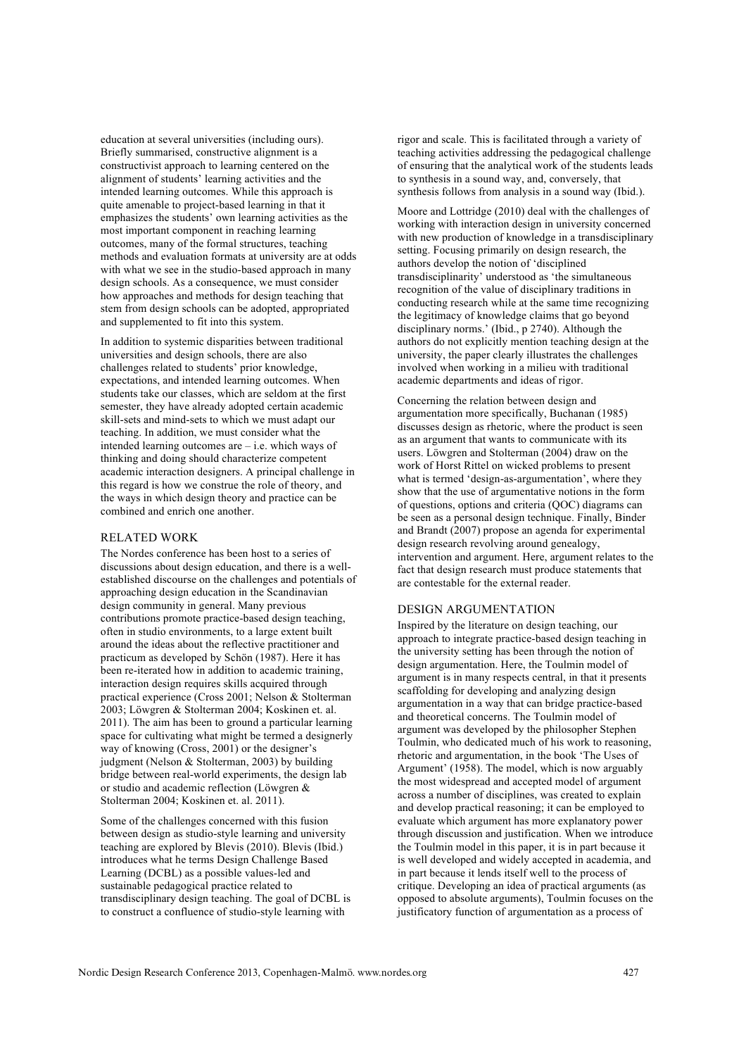education at several universities (including ours). Briefly summarised, constructive alignment is a constructivist approach to learning centered on the alignment of students' learning activities and the intended learning outcomes. While this approach is quite amenable to project-based learning in that it emphasizes the students' own learning activities as the most important component in reaching learning outcomes, many of the formal structures, teaching methods and evaluation formats at university are at odds with what we see in the studio-based approach in many design schools. As a consequence, we must consider how approaches and methods for design teaching that stem from design schools can be adopted, appropriated and supplemented to fit into this system.

In addition to systemic disparities between traditional universities and design schools, there are also challenges related to students' prior knowledge, expectations, and intended learning outcomes. When students take our classes, which are seldom at the first semester, they have already adopted certain academic skill-sets and mind-sets to which we must adapt our teaching. In addition, we must consider what the intended learning outcomes are – i.e. which ways of thinking and doing should characterize competent academic interaction designers. A principal challenge in this regard is how we construe the role of theory, and the ways in which design theory and practice can be combined and enrich one another.

## RELATED WORK

The Nordes conference has been host to a series of discussions about design education, and there is a well-established discourse on the challenges and potentials of approaching design education in the Scandinavian design community in general. Many previous contributions promote practice-based design teaching, often in studio environments, to a large extent built around the ideas about the reflective practitioner and practicum as developed by Schön (1987). Here it has been re-iterated how in addition to academic training, interaction design requires skills acquired through practical experience (Cross 2001; Nelson & Stolterman 2003; Löwgren & Stolterman 2004; Koskinen et. al. 2011). The aim has been to ground a particular learning space for cultivating what might be termed a designerly way of knowing (Cross, 2001) or the designer's judgment (Nelson & Stolterman, 2003) by building bridge between real-world experiments, the design lab or studio and academic reflection (Löwgren & Stolterman 2004; Koskinen et. al. 2011).

Some of the challenges concerned with this fusion between design as studio-style learning and university teaching are explored by Blevis (2010). Blevis (Ibid.) introduces what he terms Design Challenge Based Learning (DCBL) as a possible values-led and sustainable pedagogical practice related to transdisciplinary design teaching. The goal of DCBL is to construct a confluence of studio-style learning with rigor and scale. This is facilitated through a variety of teaching activities addressing the pedagogical challenge of ensuring that the analytical work of the students leads to synthesis in a sound way, and, conversely, that synthesis follows from analysis in a sound way (Ibid.).

Moore and Lottridge (2010) deal with the challenges of working with interaction design in university concerned with new production of knowledge in a transdisciplinary setting. Focusing primarily on design research, the authors develop the notion of 'disciplined transdisciplinarity' understood as 'the simultaneous recognition of the value of disciplinary traditions in conducting research while at the same time recognizing the legitimacy of knowledge claims that go beyond disciplinary norms.' (Ibid., p 2740). Although the authors do not explicitly mention teaching design at the university, the paper clearly illustrates the challenges involved when working in a milieu with traditional academic departments and ideas of rigor.

Concerning the relation between design and argumentation more specifically, Buchanan (1985) discusses design as rhetoric, where the product is seen as an argument that wants to communicate with its users. Löwgren and Stolterman (2004) draw on the work of Horst Rittel on wicked problems to present what is termed 'design-as-argumentation', where they show that the use of argumentative notions in the form of questions, options and criteria (QOC) diagrams can be seen as a personal design technique. Finally, Binder and Brandt (2007) propose an agenda for experimental design research revolving around genealogy, intervention and argument. Here, argument relates to the fact that design research must produce statements that are contestable for the external reader.

## DESIGN ARGUMENTATION

Inspired by the literature on design teaching, our approach to integrate practice-based design teaching in the university setting has been through the notion of design argumentation. Here, the Toulmin model of argument is in many respects central, in that it presents scaffolding for developing and analyzing design argumentation in a way that can bridge practice-based and theoretical concerns. The Toulmin model of argument was developed by the philosopher Stephen Toulmin, who dedicated much of his work to reasoning, rhetoric and argumentation, in the book 'The Uses of Argument' (1958). The model, which is now arguably the most widespread and accepted model of argument across a number of disciplines, was created to explain and develop practical reasoning; it can be employed to evaluate which argument has more explanatory power through discussion and justification. When we introduce the Toulmin model in this paper, it is in part because it is well developed and widely accepted in academia, and in part because it lends itself well to the process of critique. Developing an idea of practical arguments (as opposed to absolute arguments), Toulmin focuses on the justificatory function of argumentation as a process of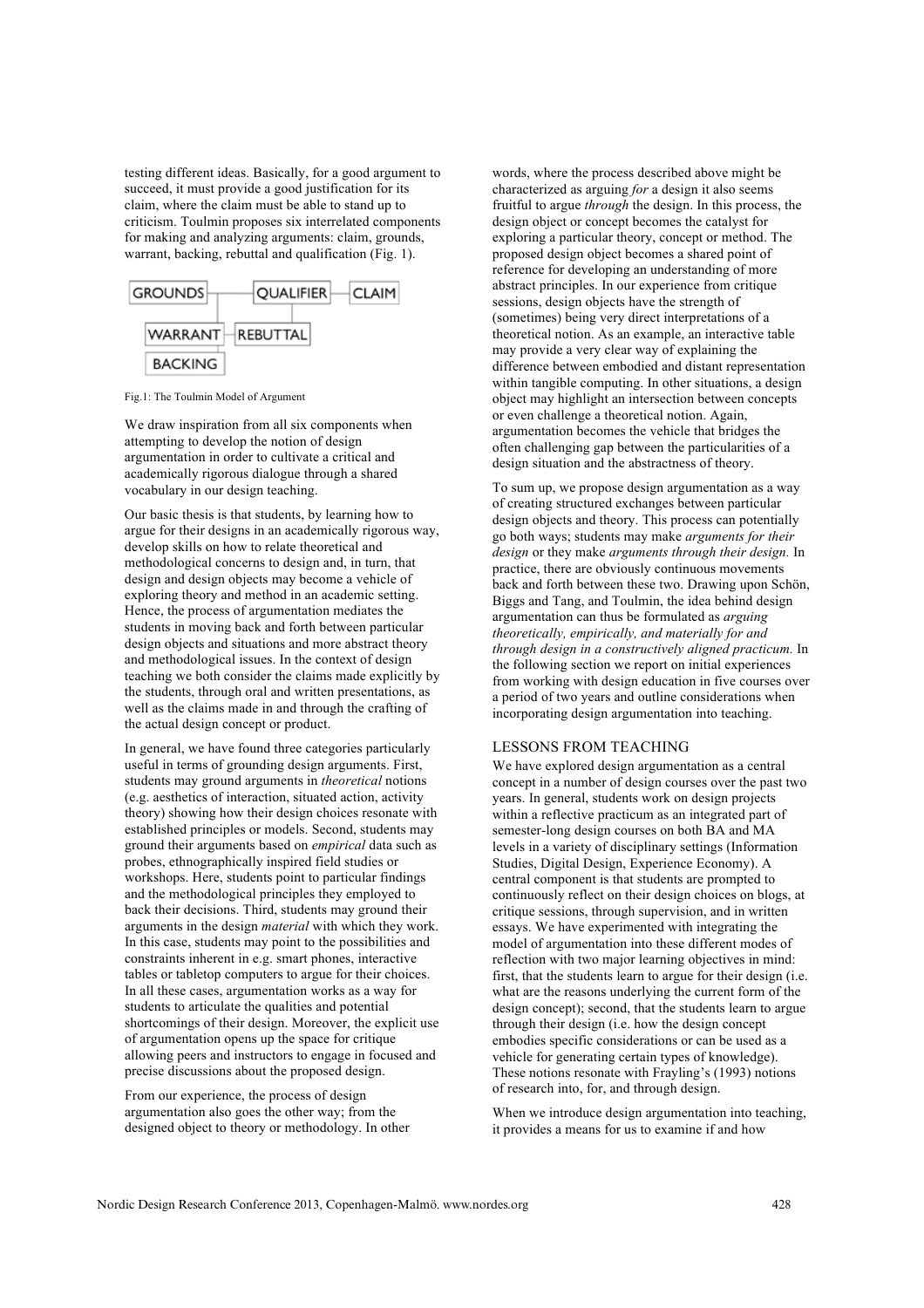testing different ideas. Basically, for a good argument to succeed, it must provide a good justification for its claim, where the claim must be able to stand up to criticism. Toulmin proposes six interrelated components for making and analyzing arguments: claim, grounds, warrant, backing, rebuttal and qualification (Fig. 1).

Fig.1: The Toulmin Model of Argument

We draw inspiration from all six components when attempting to develop the notion of design argumentation in order to cultivate a critical and academically rigorous dialogue through a shared vocabulary in our design teaching.

Our basic thesis is that students, by learning how to argue for their designs in an academically rigorous way, develop skills on how to relate theoretical and methodological concerns to design and, in turn, that design and design objects may become a vehicle of exploring theory and method in an academic setting. Hence, the process of argumentation mediates the students in moving back and forth between particular design objects and situations and more abstract theory and methodological issues. In the context of design teaching we both consider the claims made explicitly by the students, through oral and written presentations, as well as the claims made in and through the crafting of the actual design concept or product.

In general, we have found three categories particularly useful in terms of grounding design arguments. First, students may ground arguments in *theoretical* notions (e.g. aesthetics of interaction, situated action, activity theory) showing how their design choices resonate with established principles or models. Second, students may ground their arguments based on *empirical* data such as probes, ethnographically inspired field studies or workshops. Here, students point to particular findings and the methodological principles they employed to back their decisions. Third, students may ground their arguments in the design *material* with which they work. In this case, students may point to the possibilities and constraints inherent in e.g. smart phones, interactive tables or tabletop computers to argue for their choices. In all these cases, argumentation works as a way for students to articulate the qualities and potential shortcomings of their design. Moreover, the explicit use of argumentation opens up the space for critique allowing peers and instructors to engage in focused and precise discussions about the proposed design.

From our experience, the process of design argumentation also goes the other way; from the designed object to theory or methodology. In other words, where the process described above might be characterized as arguing *for* a design it also seems fruitful to argue *through* the design. In this process, the design object or concept becomes the catalyst for exploring a particular theory, concept or method. The proposed design object becomes a shared point of reference for developing an understanding of more abstract principles. In our experience from critique sessions, design objects have the strength of (sometimes) being very direct interpretations of a theoretical notion. As an example, an interactive table may provide a very clear way of explaining the difference between embodied and distant representation within tangible computing. In other situations, a design object may highlight an intersection between concepts or even challenge a theoretical notion. Again, argumentation becomes the vehicle that bridges the often challenging gap between the particularities of a design situation and the abstractness of theory.

To sum up, we propose design argumentation as a way of creating structured exchanges between particular design objects and theory. This process can potentially go both ways; students may make *arguments for their design* or they make *arguments through their design.* In practice, there are obviously continuous movements back and forth between these two. Drawing upon Schön, Biggs and Tang, and Toulmin, the idea behind design argumentation can thus be formulated as *arguing theoretically, empirically, and materially for and through design in a constructively aligned practicum.* In the following section we report on initial experiences from working with design education in five courses over a period of two years and outline considerations when incorporating design argumentation into teaching.

## LESSONS FROM TEACHING

We have explored design argumentation as a central concept in a number of design courses over the past two years. In general, students work on design projects within a reflective practicum as an integrated part of semester-long design courses on both BA and MA levels in a variety of disciplinary settings (Information Studies, Digital Design, Experience Economy). A central component is that students are prompted to continuously reflect on their design choices on blogs, at critique sessions, through supervision, and in written essays. We have experimented with integrating the model of argumentation into these different modes of reflection with two major learning objectives in mind: first, that the students learn to argue for their design (i.e. what are the reasons underlying the current form of the design concept); second, that the students learn to argue through their design (i.e. how the design concept embodies specific considerations or can be used as a vehicle for generating certain types of knowledge). These notions resonate with Frayling's (1993) notions of research into, for, and through design.

When we introduce design argumentation into teaching, it provides a means for us to examine if and how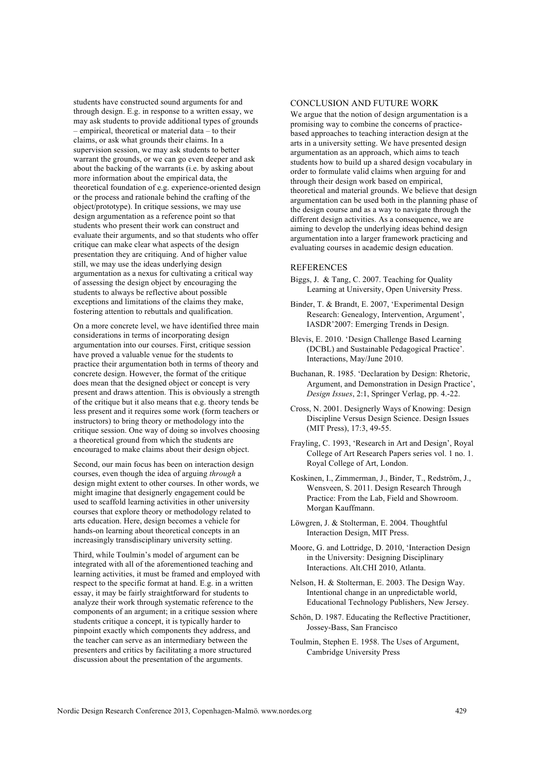students have constructed sound arguments for and through design. E.g. in response to a written essay, we may ask students to provide additional types of grounds – empirical, theoretical or material data – to their claims, or ask what grounds their claims. In a supervision session, we may ask students to better warrant the grounds, or we can go even deeper and ask about the backing of the warrants (i.e. by asking about more information about the empirical data, the theoretical foundation of e.g. experience-oriented design or the process and rationale behind the crafting of the object/prototype). In critique sessions, we may use design argumentation as a reference point so that students who present their work can construct and evaluate their arguments, and so that students who offer critique can make clear what aspects of the design presentation they are critiquing. And of higher value still, we may use the ideas underlying design argumentation as a nexus for cultivating a critical way of assessing the design object by encouraging the students to always be reflective about possible exceptions and limitations of the claims they make, fostering attention to rebuttals and qualification.

On a more concrete level, we have identified three main considerations in terms of incorporating design argumentation into our courses. First, critique session have proved a valuable venue for the students to practice their argumentation both in terms of theory and concrete design. However, the format of the critique does mean that the designed object or concept is very present and draws attention. This is obviously a strength of the critique but it also means that e.g. theory tends be less present and it requires some work (form teachers or instructors) to bring theory or methodology into the critique session. One way of doing so involves choosing a theoretical ground from which the students are encouraged to make claims about their design object.

Second, our main focus has been on interaction design courses, even though the idea of arguing *through* a design might extent to other courses. In other words, we might imagine that designerly engagement could be used to scaffold learning activities in other university courses that explore theory or methodology related to arts education. Here, design becomes a vehicle for hands-on learning about theoretical concepts in an increasingly transdisciplinary university setting.

Third, while Toulmin's model of argument can be integrated with all of the aforementioned teaching and learning activities, it must be framed and employed with respect to the specific format at hand. E.g. in a written essay, it may be fairly straightforward for students to analyze their work through systematic reference to the components of an argument; in a critique session where students critique a concept, it is typically harder to pinpoint exactly which components they address, and the teacher can serve as an intermediary between the presenters and critics by facilitating a more structured discussion about the presentation of the arguments.

## CONCLUSION AND FUTURE WORK

We argue that the notion of design argumentation is a promising way to combine the concerns of practice-based approaches to teaching interaction design at the arts in a university setting. We have presented design argumentation as an approach, which aims to teach students how to build up a shared design vocabulary in order to formulate valid claims when arguing for and through their design work based on empirical, theoretical and material grounds. We believe that design argumentation can be used both in the planning phase of the design course and as a way to navigate through the different design activities. As a consequence, we are aiming to develop the underlying ideas behind design argumentation into a larger framework practicing and evaluating courses in academic design education.

## REFERENCES

Biggs, J. & Tang, C. 2007. Teaching for Quality Learning at University, Open University Press.

Binder, T. & Brandt, E. 2007, 'Experimental Design Research: Genealogy, Intervention, Argument', IASDR'2007: Emerging Trends in Design.

Blevis, E. 2010. 'Design Challenge Based Learning (DCBL) and Sustainable Pedagogical Practice'. Interactions, May/June 2010.

Buchanan, R. 1985. 'Declaration by Design: Rhetoric, Argument, and Demonstration in Design Practice', *Design Issues*, 2:1, Springer Verlag, pp. 4.-22.

Cross, N. 2001. Designerly Ways of Knowing: Design Discipline Versus Design Science. Design Issues (MIT Press), 17:3, 49-55.

Frayling, C. 1993, 'Research in Art and Design', Royal College of Art Research Papers series vol. 1 no. 1. Royal College of Art, London.

Koskinen, I., Zimmerman, J., Binder, T., Redström, J., Wensveen, S. 2011. Design Research Through Practice: From the Lab, Field and Showroom. Morgan Kauffmann.

Löwgren, J. & Stolterman, E. 2004. Thoughtful Interaction Design, MIT Press.

Moore, G. and Lottridge, D. 2010, 'Interaction Design in the University: Designing Disciplinary Interactions. Alt.CHI 2010, Atlanta.

Nelson, H. & Stolterman, E. 2003. The Design Way. Intentional change in an unpredictable world, Educational Technology Publishers, New Jersey.

Schön, D. 1987. Educating the Reflective Practitioner, Jossey-Bass, San Francisco

Toulmin, Stephen E. 1958. The Uses of Argument, Cambridge University Press